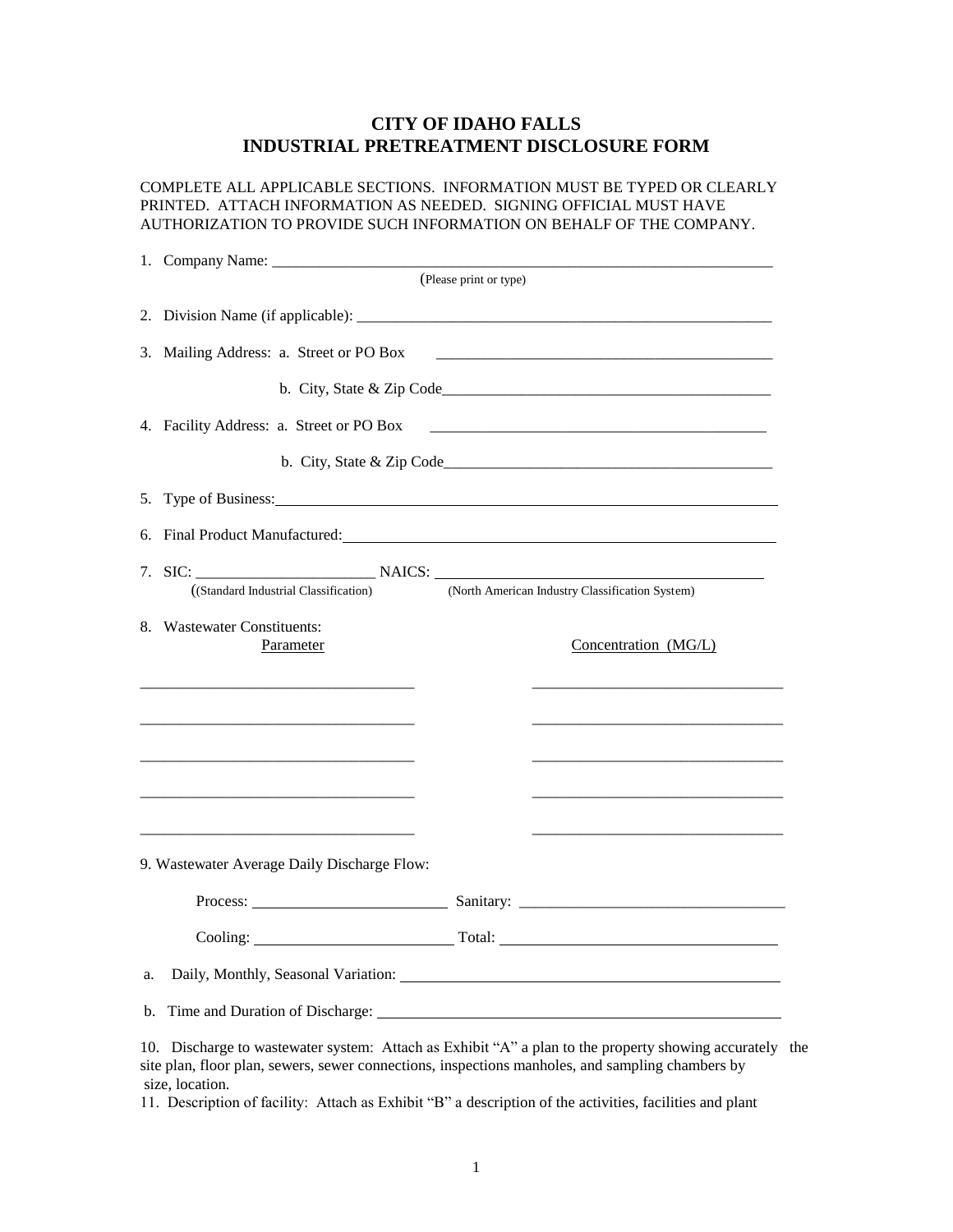# CITY OF IDAHO FALLS
# INDUSTRIAL PRETREATMENT DISCLOSURE FORM

COMPLETE ALL APPLICABLE SECTIONS. INFORMATION MUST BE TYPED OR CLEARLY PRINTED. ATTACH INFORMATION AS NEEDED. SIGNING OFFICIAL MUST HAVE AUTHORIZATION TO PROVIDE SUCH INFORMATION ON BEHALF OF THE COMPANY.

1. Company Name: ______________________________________________________________
   (Please print or type)

2. Division Name (if applicable): ______________________________________________________

3. Mailing Address: a. Street or PO Box ____________________________________________

   b. City, State & Zip Code___________________________________________

4. Facility Address: a. Street or PO Box ____________________________________________

   b. City, State & Zip Code___________________________________________

5. Type of Business:______________________________________________________________

6. Final Product Manufactured:_____________________________________________________

7. SIC: ______________________ NAICS: ________________________________________
   ((Standard Industrial Classification) (North American Industry Classification System)

8. Wastewater Constituents:

| Parameter | Concentration (MG/L) |
| --- | --- |
| ________________________________ | ______________________________ |
| ________________________________ | ______________________________ |
| ________________________________ | ______________________________ |
| ________________________________ | ______________________________ |
| ________________________________ | ______________________________ |

9. Wastewater Average Daily Discharge Flow:

   Process: ________________________ Sanitary: _________________________________

   Cooling: ________________________ Total: ___________________________________

a. Daily, Monthly, Seasonal Variation: _______________________________________________

b. Time and Duration of Discharge: _________________________________________________

10. Discharge to wastewater system: Attach as Exhibit "A" a plan to the property showing accurately the site plan, floor plan, sewers, sewer connections, inspections manholes, and sampling chambers by size, location.

11. Description of facility: Attach as Exhibit "B" a description of the activities, facilities and plant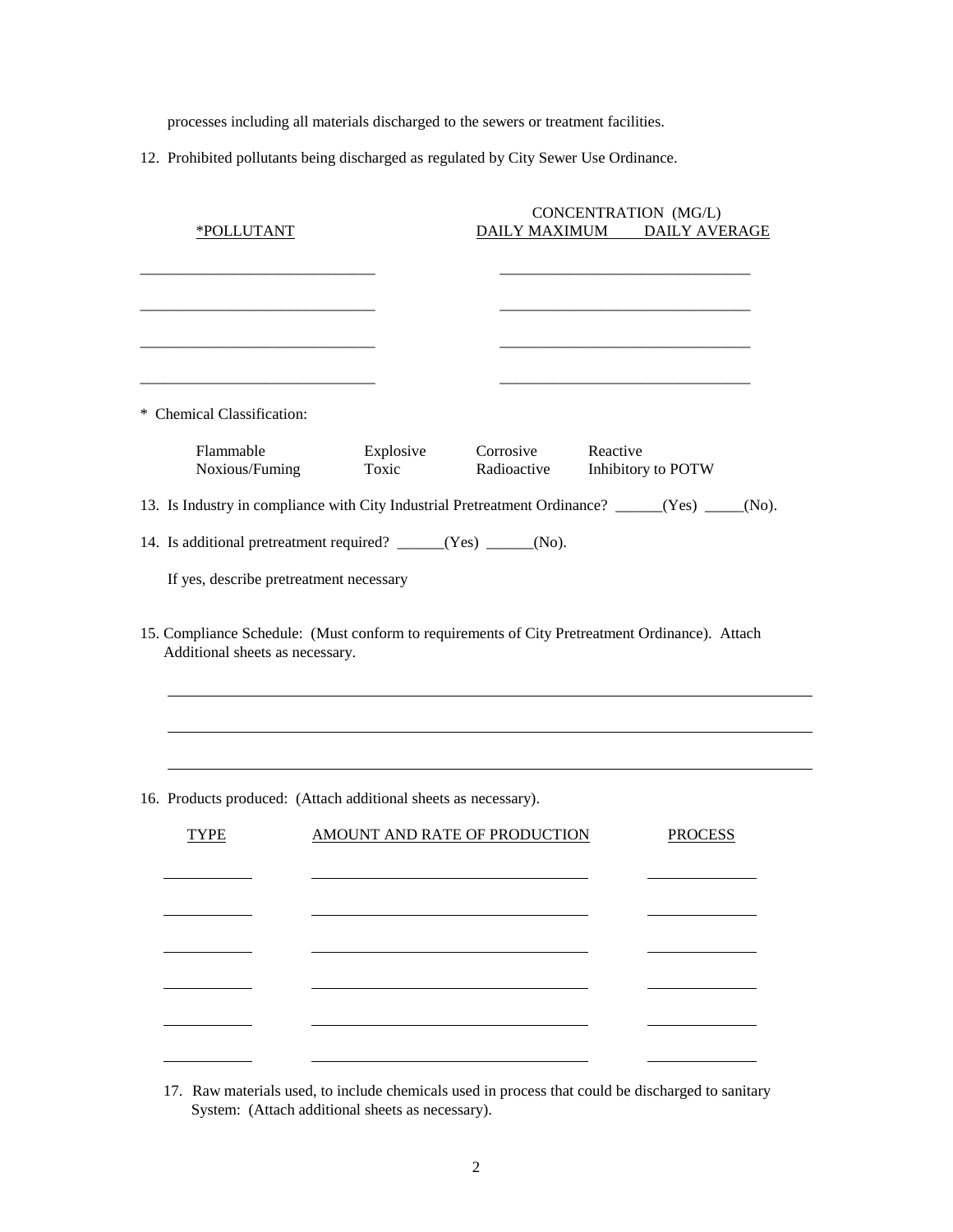processes including all materials discharged to the sewers or treatment facilities.

12. Prohibited pollutants being discharged as regulated by City Sewer Use Ordinance.

| *POLLUTANT | CONCENTRATION (MG/L) DAILY MAXIMUM | DAILY AVERAGE |
|---|---|---|
| ______________________________ | ________________________________ | |
| ______________________________ | ________________________________ | |
| ______________________________ | ________________________________ | |
| ______________________________ | ________________________________ | |

\* Chemical Classification:

| Flammable | Explosive | Corrosive | Reactive |
|---|---|---|---|
| Noxious/Fuming | Toxic | Radioactive | Inhibitory to POTW |

13. Is Industry in compliance with City Industrial Pretreatment Ordinance? ______(Yes) _____(No).

14. Is additional pretreatment required? ______(Yes) ______(No).

    If yes, describe pretreatment necessary

15. Compliance Schedule: (Must conform to requirements of City Pretreatment Ordinance). Attach Additional sheets as necessary.

    ______________________________________________________________________

    ______________________________________________________________________

    ______________________________________________________________________

16. Products produced: (Attach additional sheets as necessary).

| TYPE | AMOUNT AND RATE OF PRODUCTION | PROCESS |
|---|---|---|
| __________ | ________________________________ | ____________ |
| __________ | ________________________________ | ____________ |
| __________ | ________________________________ | ____________ |
| __________ | ________________________________ | ____________ |
| __________ | ________________________________ | ____________ |
| __________ | ________________________________ | ____________ |

17. Raw materials used, to include chemicals used in process that could be discharged to sanitary System: (Attach additional sheets as necessary).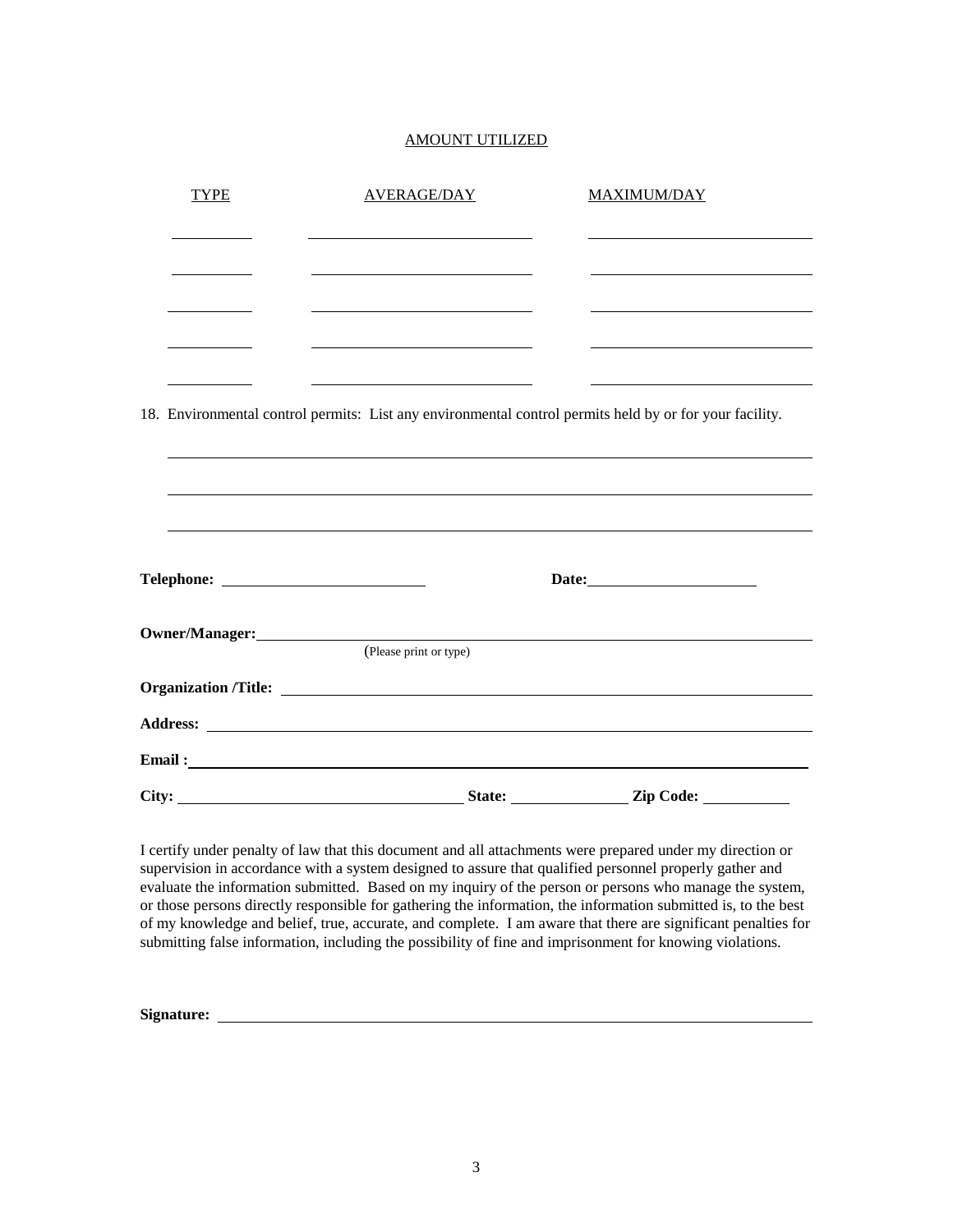AMOUNT UTILIZED

| TYPE | AVERAGE/DAY | MAXIMUM/DAY |
|---|---|---|
| | | |
| | | |
| | | |
| | | |
| | | |

18. Environmental control permits: List any environmental control permits held by or for your facility.

______________________________________________

______________________________________________

______________________________________________

**Telephone:** ______________________ **Date:** ______________________

**Owner/Manager:** ______________________
(Please print or type)

**Organization /Title:** ______________________

**Address:** ______________________

**Email :** ______________________

**City:** ______________________ **State:** ______________ **Zip Code:** __________

I certify under penalty of law that this document and all attachments were prepared under my direction or supervision in accordance with a system designed to assure that qualified personnel properly gather and evaluate the information submitted. Based on my inquiry of the person or persons who manage the system, or those persons directly responsible for gathering the information, the information submitted is, to the best of my knowledge and belief, true, accurate, and complete. I am aware that there are significant penalties for submitting false information, including the possibility of fine and imprisonment for knowing violations.

**Signature:** ______________________